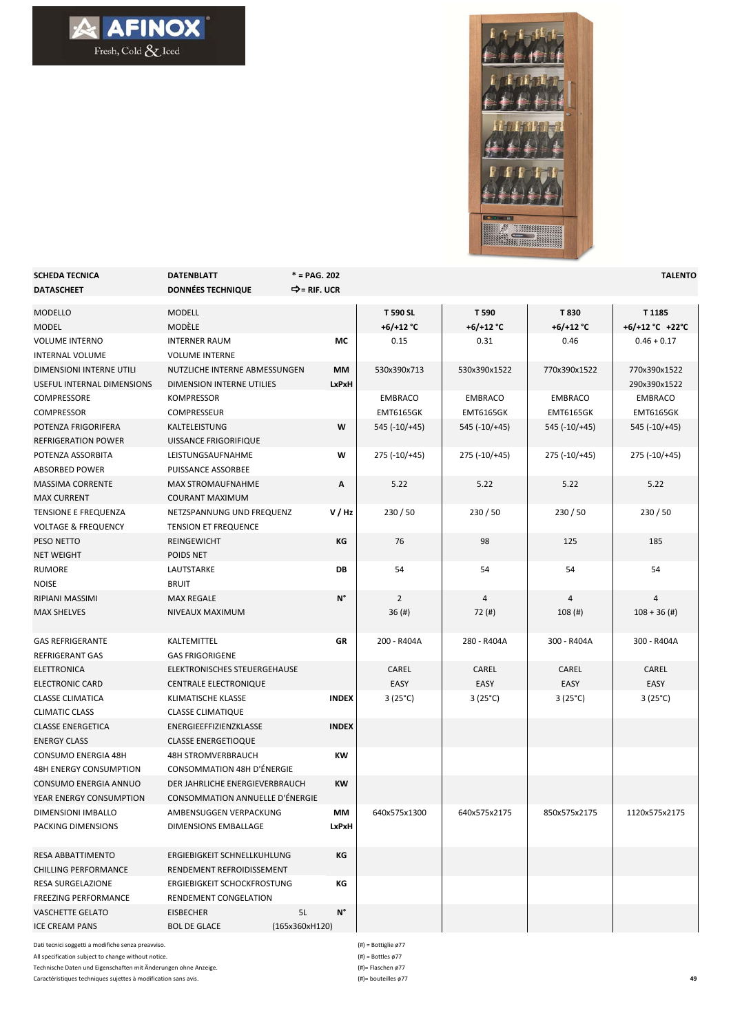AFINOX

Fresh, Cold & Iced

| SCHEDA TECNICA<br>DATASHEET | DATENBLATT<br>DONNÉES TECHNIQUE | * = PAG. 202<br>➪= RIF. UCR | | | | TALENTO |
|---|---|---|---|---|---|---|
| MODELLO<br>MODEL | MODELL<br>MODÈLE | | T 590 SL<br>+6/+12 °C | T 590<br>+6/+12 °C | T 830<br>+6/+12 °C | T 1185<br>+6/+12 °C +22°C |
| VOLUME INTERNO<br>INTERNAL VOLUME | INTERNER RAUM<br>VOLUME INTERNE | MC | 0.15 | 0.31 | 0.46 | 0.46 + 0.17 |
| DIMENSIONI INTERNE UTILI<br>USEFUL INTERNAL DIMENSIONS | NUTZLICHE INTERNE ABMESSUNGEN<br>DIMENSION INTERNE UTILIES | MM<br>LxPxH | 530x390x713 | 530x390x1522 | 770x390x1522 | 770x390x1522<br>290x390x1522 |
| COMPRESSORE<br>COMPRESSOR | KOMPRESSOR<br>COMPRESSEUR | | EMBRACO<br>EMT6165GK | EMBRACO<br>EMT6165GK | EMBRACO<br>EMT6165GK | EMBRACO<br>EMT6165GK |
| POTENZA FRIGORIFERA<br>REFRIGERATION POWER | KALTELEISTUNG<br>UISSANCE FRIGORIFIQUE | W | 545 (-10/+45) | 545 (-10/+45) | 545 (-10/+45) | 545 (-10/+45) |
| POTENZA ASSORBITA<br>ABSORBED POWER | LEISTUNGSAUFNAHME<br>PUISSANCE ASSORBEE | W | 275 (-10/+45) | 275 (-10/+45) | 275 (-10/+45) | 275 (-10/+45) |
| MASSIMA CORRENTE<br>MAX CURRENT | MAX STROMAUFNAHME<br>COURANT MAXIMUM | A | 5.22 | 5.22 | 5.22 | 5.22 |
| TENSIONE E FREQUENZA<br>VOLTAGE & FREQUENCY | NETZSPANNUNG UND FREQUENZ<br>TENSION ET FREQUENCE | V / Hz | 230 / 50 | 230 / 50 | 230 / 50 | 230 / 50 |
| PESO NETTO<br>NET WEIGHT | REINGEWICHT<br>POIDS NET | KG | 76 | 98 | 125 | 185 |
| RUMORE<br>NOISE | LAUTSTARKE<br>BRUIT | DB | 54 | 54 | 54 | 54 |
| RIPIANI MASSIMI<br>MAX SHELVES | MAX REGALE<br>NIVEAUX MAXIMUM | N° | 2<br>36 (#) | 4<br>72 (#) | 4<br>108 (#) | 4<br>108 + 36 (#) |
| GAS REFRIGERANTE<br>REFRIGERANT GAS | KALTEMITTEL<br>GAS FRIGORIGENE | GR | 200 - R404A | 280 - R404A | 300 - R404A | 300 - R404A |
| ELETTRONICA<br>ELECTRONIC CARD | ELEKTRONISCHES STEUERGEHAUSE<br>CENTRALE ELECTRONIQUE | | CAREL<br>EASY | CAREL<br>EASY | CAREL<br>EASY | CAREL<br>EASY |
| CLASSE CLIMATICA<br>CLIMATIC CLASS | KLIMATISCHE KLASSE<br>CLASSE CLIMATIQUE | INDEX | 3 (25°C) | 3 (25°C) | 3 (25°C) | 3 (25°C) |
| CLASSE ENERGETICA<br>ENERGY CLASS | ENERGIEEFFIZIENZKLASSE<br>CLASSE ENERGETIOQUE | INDEX | | | | |
| CONSUMO ENERGIA 48H<br>48H ENERGY CONSUMPTION | 48H STROMVERBRAUCH<br>CONSOMMATION 48H D'ÉNERGIE | KW | | | | |
| CONSUMO ENERGIA ANNUO<br>YEAR ENERGY CONSUMPTION | DER JAHRLICHE ENERGIEVERBRAUCH<br>CONSOMMATION ANNUELLE D'ÉNERGIE | KW | | | | |
| DIMENSIONI IMBALLO<br>PACKING DIMENSIONS | AMBENSUGGEN VERPACKUNG<br>DIMENSIONS EMBALLAGE | MM<br>LxPxH | 640x575x1300 | 640x575x2175 | 850x575x2175 | 1120x575x2175 |
| RESA ABBATTIMENTO<br>CHILLING PERFORMANCE | ERGIEBIGKEIT SCHNELLKUHLUNG<br>RENDEMENT REFROIDISSEMENT | KG | | | | |
| RESA SURGELAZIONE<br>FREEZING PERFORMANCE | ERGIEBIGKEIT SCHOCKFROSTUNG<br>RENDEMENT CONGELATION | KG | | | | |
| VASCHETTE GELATO<br>ICE CREAM PANS | EISBECHER 5L<br>BOL DE GLACE (165x360xH120) | N° | | | | |

Dati tecnici soggetti a modifiche senza preavviso.
All specification subject to change without notice.
Technische Daten und Eigenschaften mit Änderungen ohne Anzeige.
Caractéristiques techniques sujettes à modification sans avis.

(#) = Bottiglie ø77
(#) = Bottles ø77
(#)= Flaschen ø77
(#)= bouteilles ø77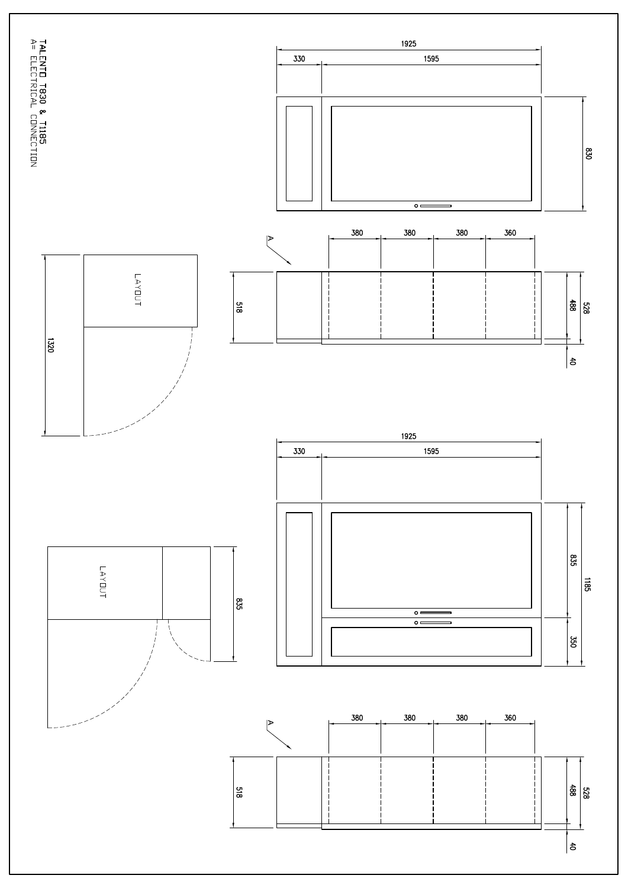TALENTO T830 & T1185
A= ELECTRICAL CONNECTION

1925
330
1595
830

A
380
380
380
360
518
488
528
40

LAYOUT
1320

1925
330
1595
835
1185
350

LAYOUT
835

A
380
380
380
360
518
488
528
40